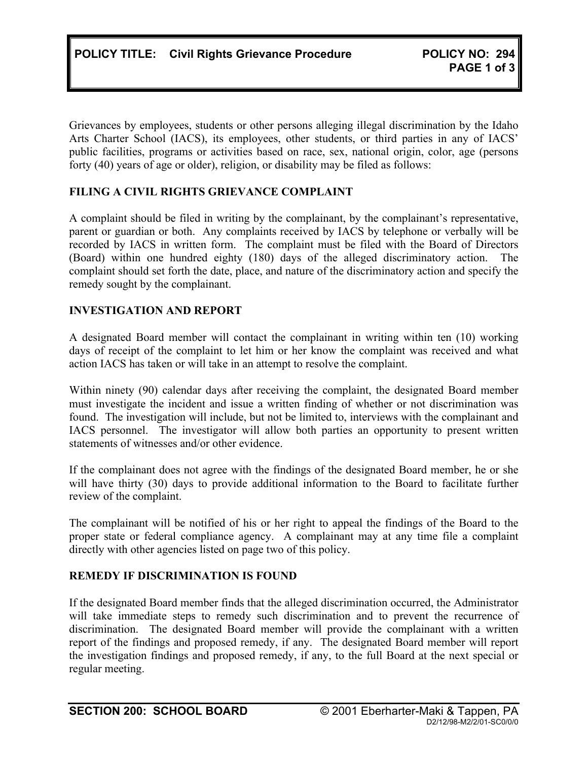**POLICY TITLE: Civil Rights Grievance Procedure** **POLICY NO: 294**

Grievances by employees, students or other persons alleging illegal discrimination by the Idaho Arts Charter School (IACS), its employees, other students, or third parties in any of IACS' public facilities, programs or activities based on race, sex, national origin, color, age (persons forty (40) years of age or older), religion, or disability may be filed as follows:

## FILING A CIVIL RIGHTS GRIEVANCE COMPLAINT

A complaint should be filed in writing by the complainant, by the complainant's representative, parent or guardian or both. Any complaints received by IACS by telephone or verbally will be recorded by IACS in written form. The complaint must be filed with the Board of Directors (Board) within one hundred eighty (180) days of the alleged discriminatory action. The complaint should set forth the date, place, and nature of the discriminatory action and specify the remedy sought by the complainant.

## INVESTIGATION AND REPORT

A designated Board member will contact the complainant in writing within ten (10) working days of receipt of the complaint to let him or her know the complaint was received and what action IACS has taken or will take in an attempt to resolve the complaint.

Within ninety (90) calendar days after receiving the complaint, the designated Board member must investigate the incident and issue a written finding of whether or not discrimination was found. The investigation will include, but not be limited to, interviews with the complainant and IACS personnel. The investigator will allow both parties an opportunity to present written statements of witnesses and/or other evidence.

If the complainant does not agree with the findings of the designated Board member, he or she will have thirty (30) days to provide additional information to the Board to facilitate further review of the complaint.

The complainant will be notified of his or her right to appeal the findings of the Board to the proper state or federal compliance agency. A complainant may at any time file a complaint directly with other agencies listed on page two of this policy.

## REMEDY IF DISCRIMINATION IS FOUND

If the designated Board member finds that the alleged discrimination occurred, the Administrator will take immediate steps to remedy such discrimination and to prevent the recurrence of discrimination. The designated Board member will provide the complainant with a written report of the findings and proposed remedy, if any. The designated Board member will report the investigation findings and proposed remedy, if any, to the full Board at the next special or regular meeting.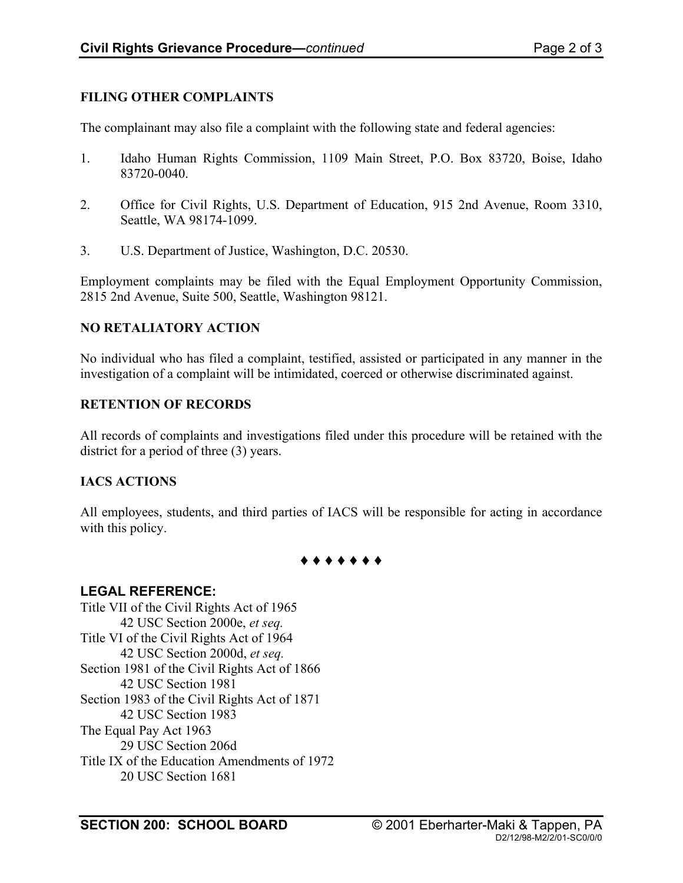## FILING OTHER COMPLAINTS

The complainant may also file a complaint with the following state and federal agencies:

1. Idaho Human Rights Commission, 1109 Main Street, P.O. Box 83720, Boise, Idaho 83720-0040.

2. Office for Civil Rights, U.S. Department of Education, 915 2nd Avenue, Room 3310, Seattle, WA 98174-1099.

3. U.S. Department of Justice, Washington, D.C. 20530.

Employment complaints may be filed with the Equal Employment Opportunity Commission, 2815 2nd Avenue, Suite 500, Seattle, Washington 98121.

## NO RETALIATORY ACTION

No individual who has filed a complaint, testified, assisted or participated in any manner in the investigation of a complaint will be intimidated, coerced or otherwise discriminated against.

## RETENTION OF RECORDS

All records of complaints and investigations filed under this procedure will be retained with the district for a period of three (3) years.

## IACS ACTIONS

All employees, students, and third parties of IACS will be responsible for acting in accordance with this policy.

♦ ♦ ♦ ♦ ♦ ♦ ♦

**LEGAL REFERENCE:**

Title VII of the Civil Rights Act of 1965
    42 USC Section 2000e, *et seq.*
Title VI of the Civil Rights Act of 1964
    42 USC Section 2000d, *et seq.*
Section 1981 of the Civil Rights Act of 1866
    42 USC Section 1981
Section 1983 of the Civil Rights Act of 1871
    42 USC Section 1983
The Equal Pay Act 1963
    29 USC Section 206d
Title IX of the Education Amendments of 1972
    20 USC Section 1681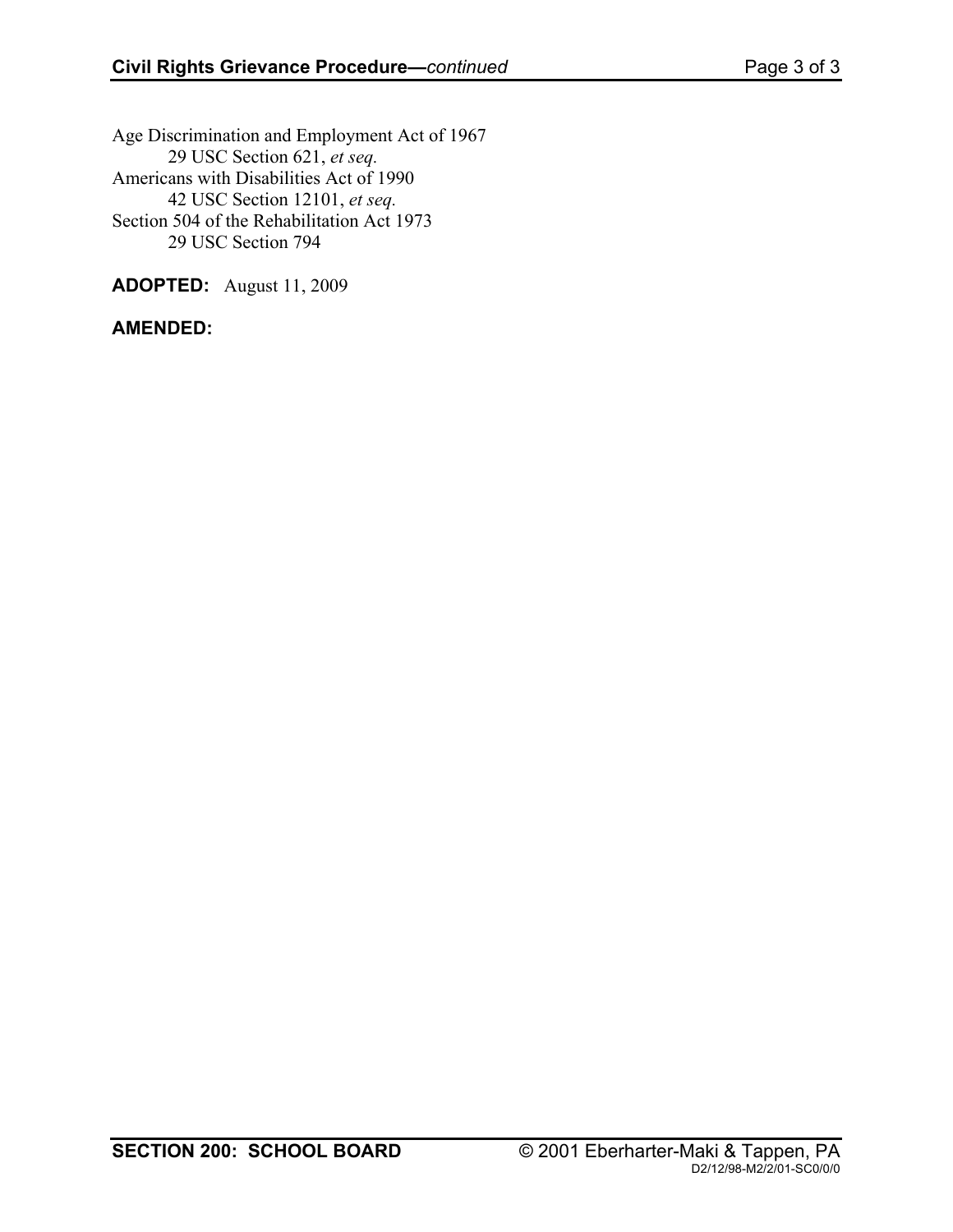Age Discrimination and Employment Act of 1967
  29 USC Section 621, *et seq.*
Americans with Disabilities Act of 1990
  42 USC Section 12101, *et seq.*
Section 504 of the Rehabilitation Act 1973
  29 USC Section 794

**ADOPTED:** August 11, 2009

**AMENDED:**